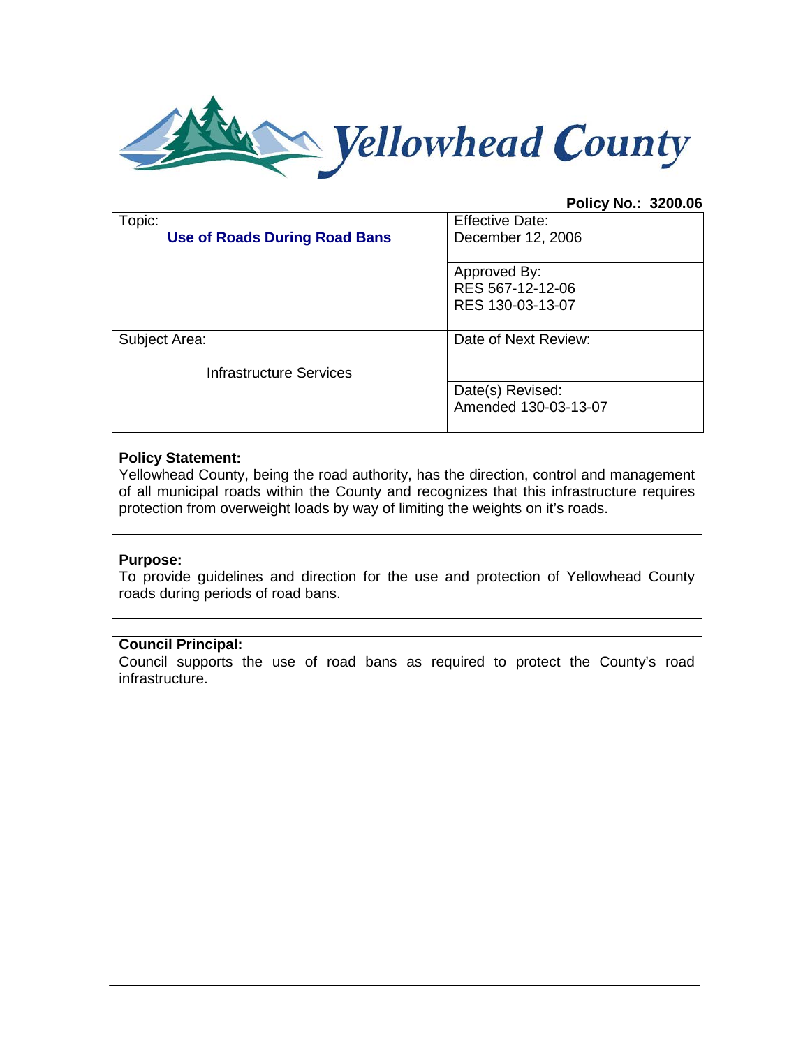# Yellowhead County

**Policy No.: 3200.06**

| Topic: **Use of Roads During Road Bans** | Effective Date: December 12, 2006 |
|---|---|
| | Approved By: RES 567-12-12-06 RES 130-03-13-07 |
| Subject Area: Infrastructure Services | Date of Next Review: |
| | Date(s) Revised: Amended 130-03-13-07 |

**Policy Statement:**
Yellowhead County, being the road authority, has the direction, control and management of all municipal roads within the County and recognizes that this infrastructure requires protection from overweight loads by way of limiting the weights on it's roads.

**Purpose:**
To provide guidelines and direction for the use and protection of Yellowhead County roads during periods of road bans.

**Council Principal:**
Council supports the use of road bans as required to protect the County's road infrastructure.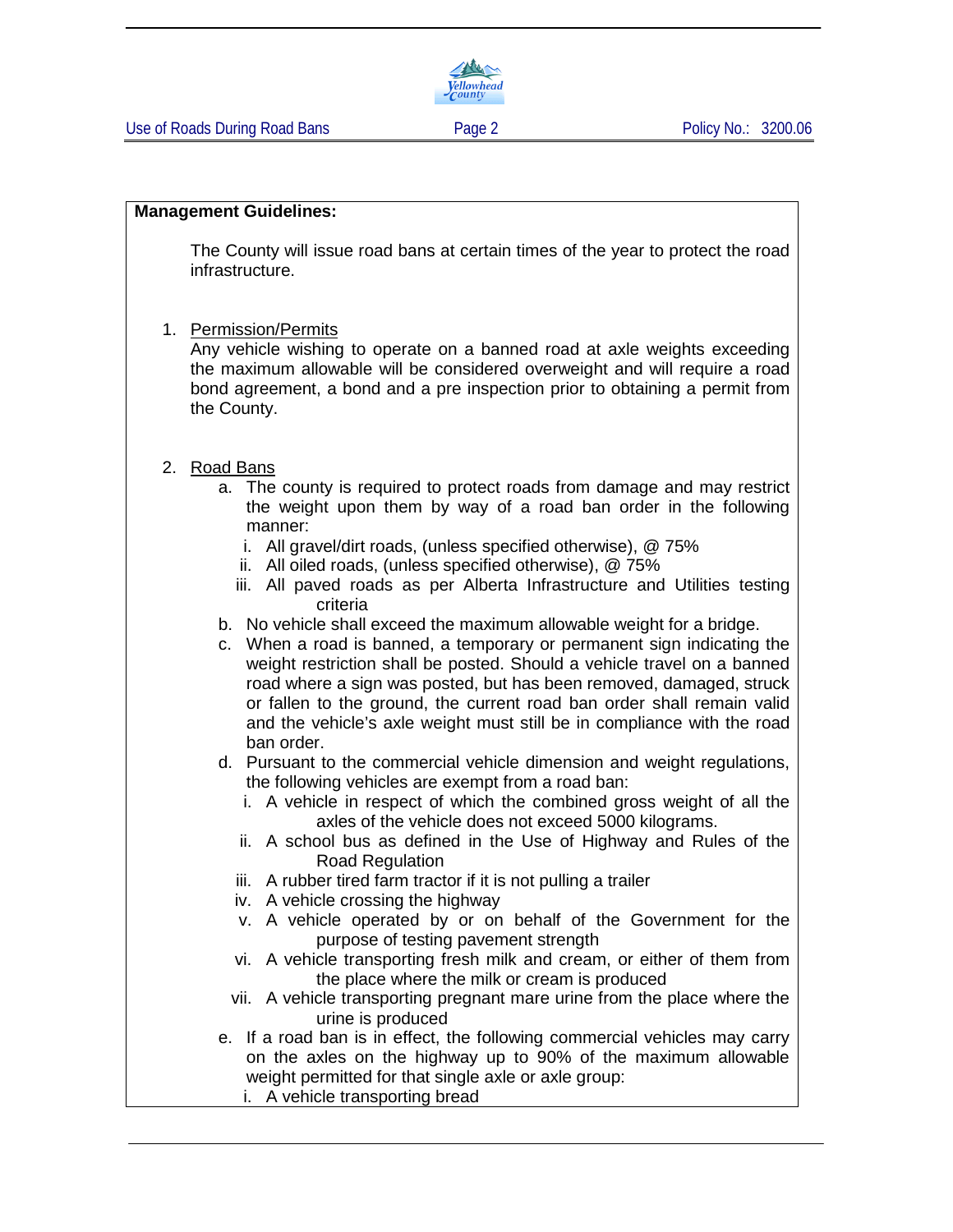**Management Guidelines:**

The County will issue road bans at certain times of the year to protect the road infrastructure.

1. Permission/Permits
   Any vehicle wishing to operate on a banned road at axle weights exceeding the maximum allowable will be considered overweight and will require a road bond agreement, a bond and a pre inspection prior to obtaining a permit from the County.

2. Road Bans
   a. The county is required to protect roads from damage and may restrict the weight upon them by way of a road ban order in the following manner:
      i. All gravel/dirt roads, (unless specified otherwise), @ 75%
      ii. All oiled roads, (unless specified otherwise), @ 75%
      iii. All paved roads as per Alberta Infrastructure and Utilities testing criteria
   b. No vehicle shall exceed the maximum allowable weight for a bridge.
   c. When a road is banned, a temporary or permanent sign indicating the weight restriction shall be posted. Should a vehicle travel on a banned road where a sign was posted, but has been removed, damaged, struck or fallen to the ground, the current road ban order shall remain valid and the vehicle's axle weight must still be in compliance with the road ban order.
   d. Pursuant to the commercial vehicle dimension and weight regulations, the following vehicles are exempt from a road ban:
      i. A vehicle in respect of which the combined gross weight of all the axles of the vehicle does not exceed 5000 kilograms.
      ii. A school bus as defined in the Use of Highway and Rules of the Road Regulation
      iii. A rubber tired farm tractor if it is not pulling a trailer
      iv. A vehicle crossing the highway
      v. A vehicle operated by or on behalf of the Government for the purpose of testing pavement strength
      vi. A vehicle transporting fresh milk and cream, or either of them from the place where the milk or cream is produced
      vii. A vehicle transporting pregnant mare urine from the place where the urine is produced
   e. If a road ban is in effect, the following commercial vehicles may carry on the axles on the highway up to 90% of the maximum allowable weight permitted for that single axle or axle group:
      i. A vehicle transporting bread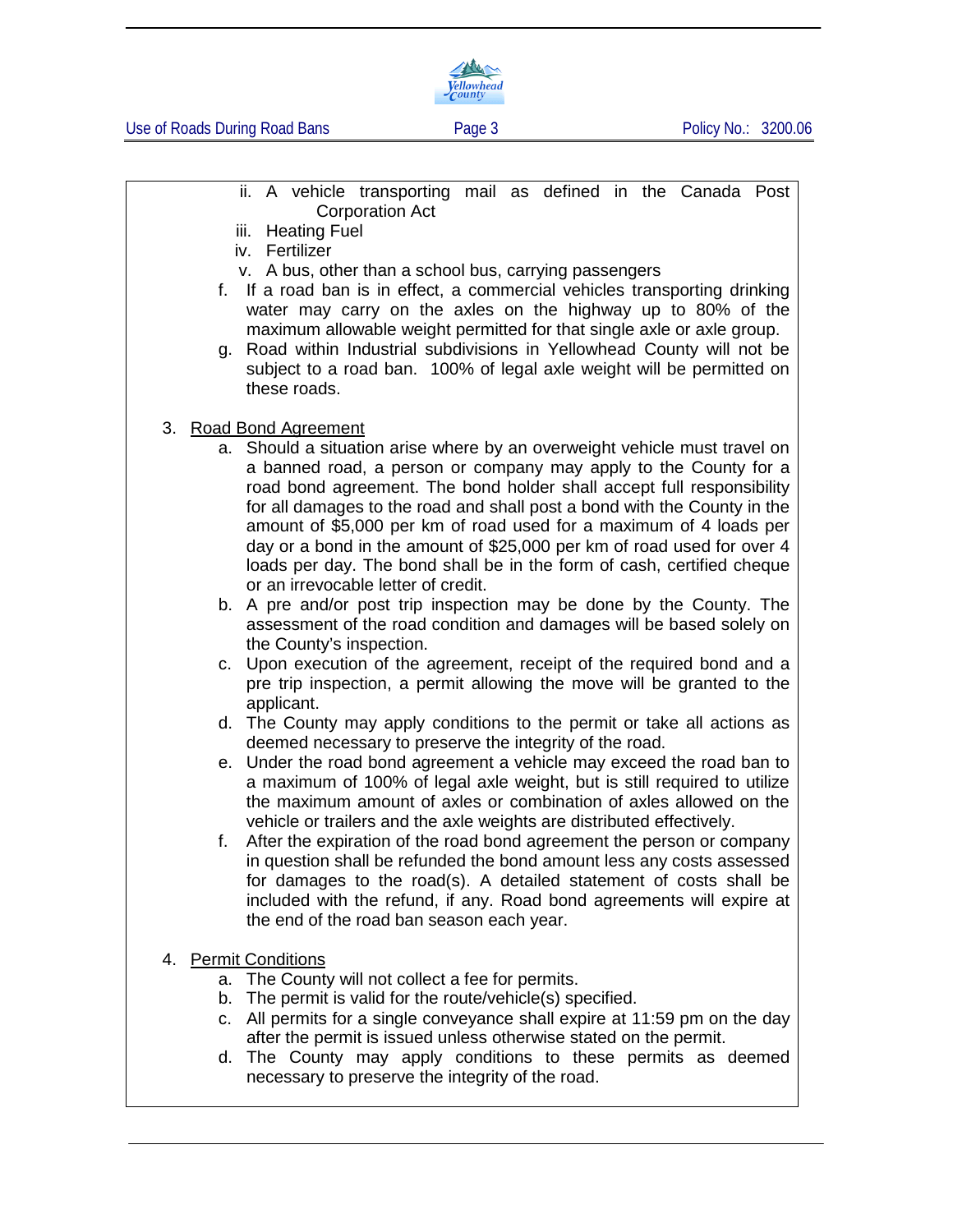ii. A vehicle transporting mail as defined in the Canada Post Corporation Act
iii. Heating Fuel
iv. Fertilizer
v. A bus, other than a school bus, carrying passengers

f. If a road ban is in effect, a commercial vehicles transporting drinking water may carry on the axles on the highway up to 80% of the maximum allowable weight permitted for that single axle or axle group.

g. Road within Industrial subdivisions in Yellowhead County will not be subject to a road ban. 100% of legal axle weight will be permitted on these roads.

3. <u>Road Bond Agreement</u>
   a. Should a situation arise where by an overweight vehicle must travel on a banned road, a person or company may apply to the County for a road bond agreement. The bond holder shall accept full responsibility for all damages to the road and shall post a bond with the County in the amount of $5,000 per km of road used for a maximum of 4 loads per day or a bond in the amount of $25,000 per km of road used for over 4 loads per day. The bond shall be in the form of cash, certified cheque or an irrevocable letter of credit.
   b. A pre and/or post trip inspection may be done by the County. The assessment of the road condition and damages will be based solely on the County's inspection.
   c. Upon execution of the agreement, receipt of the required bond and a pre trip inspection, a permit allowing the move will be granted to the applicant.
   d. The County may apply conditions to the permit or take all actions as deemed necessary to preserve the integrity of the road.
   e. Under the road bond agreement a vehicle may exceed the road ban to a maximum of 100% of legal axle weight, but is still required to utilize the maximum amount of axles or combination of axles allowed on the vehicle or trailers and the axle weights are distributed effectively.
   f. After the expiration of the road bond agreement the person or company in question shall be refunded the bond amount less any costs assessed for damages to the road(s). A detailed statement of costs shall be included with the refund, if any. Road bond agreements will expire at the end of the road ban season each year.

4. <u>Permit Conditions</u>
   a. The County will not collect a fee for permits.
   b. The permit is valid for the route/vehicle(s) specified.
   c. All permits for a single conveyance shall expire at 11:59 pm on the day after the permit is issued unless otherwise stated on the permit.
   d. The County may apply conditions to these permits as deemed necessary to preserve the integrity of the road.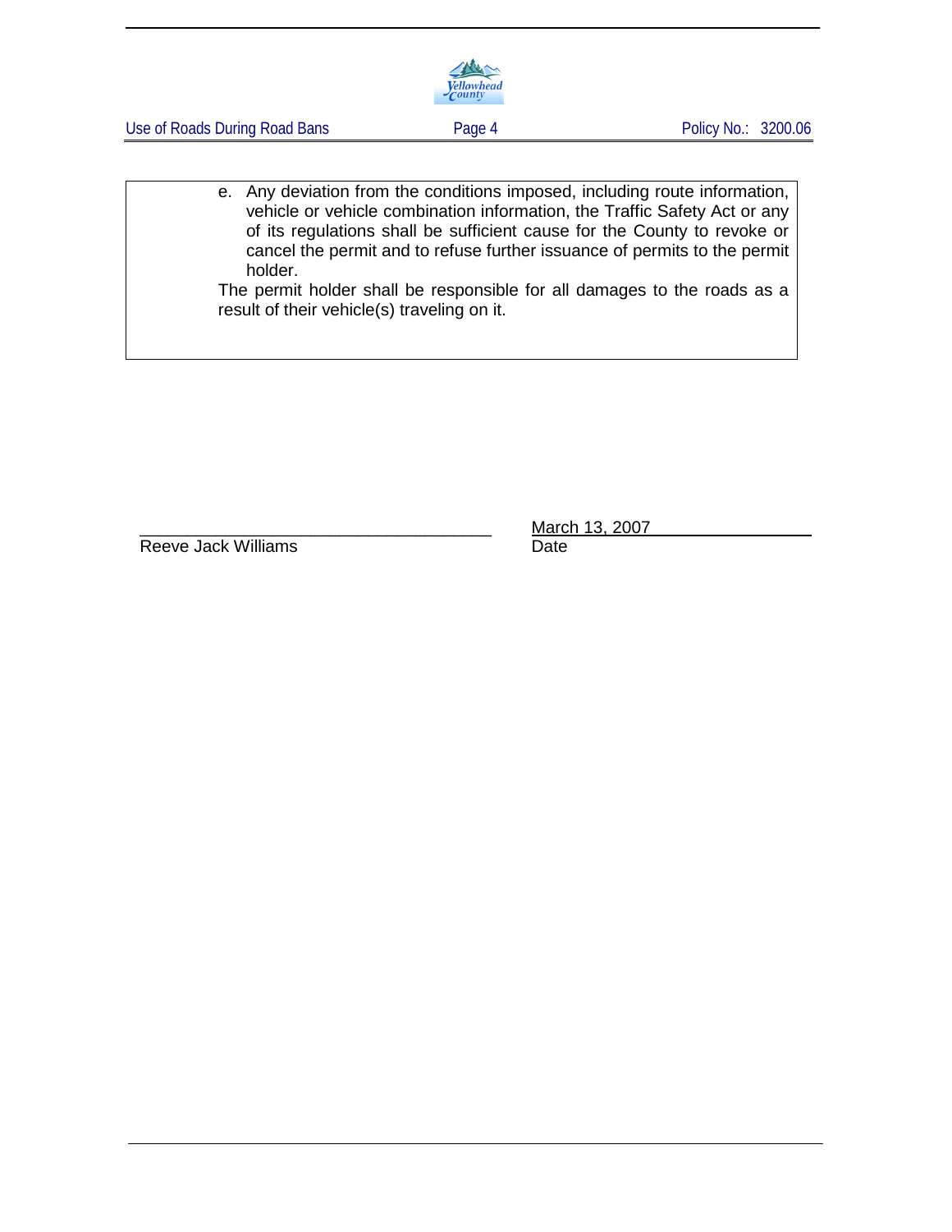e. Any deviation from the conditions imposed, including route information, vehicle or vehicle combination information, the Traffic Safety Act or any of its regulations shall be sufficient cause for the County to revoke or cancel the permit and to refuse further issuance of permits to the permit holder.

The permit holder shall be responsible for all damages to the roads as a result of their vehicle(s) traveling on it.

_______________________________________
Reeve Jack Williams

March 13, 2007
Date